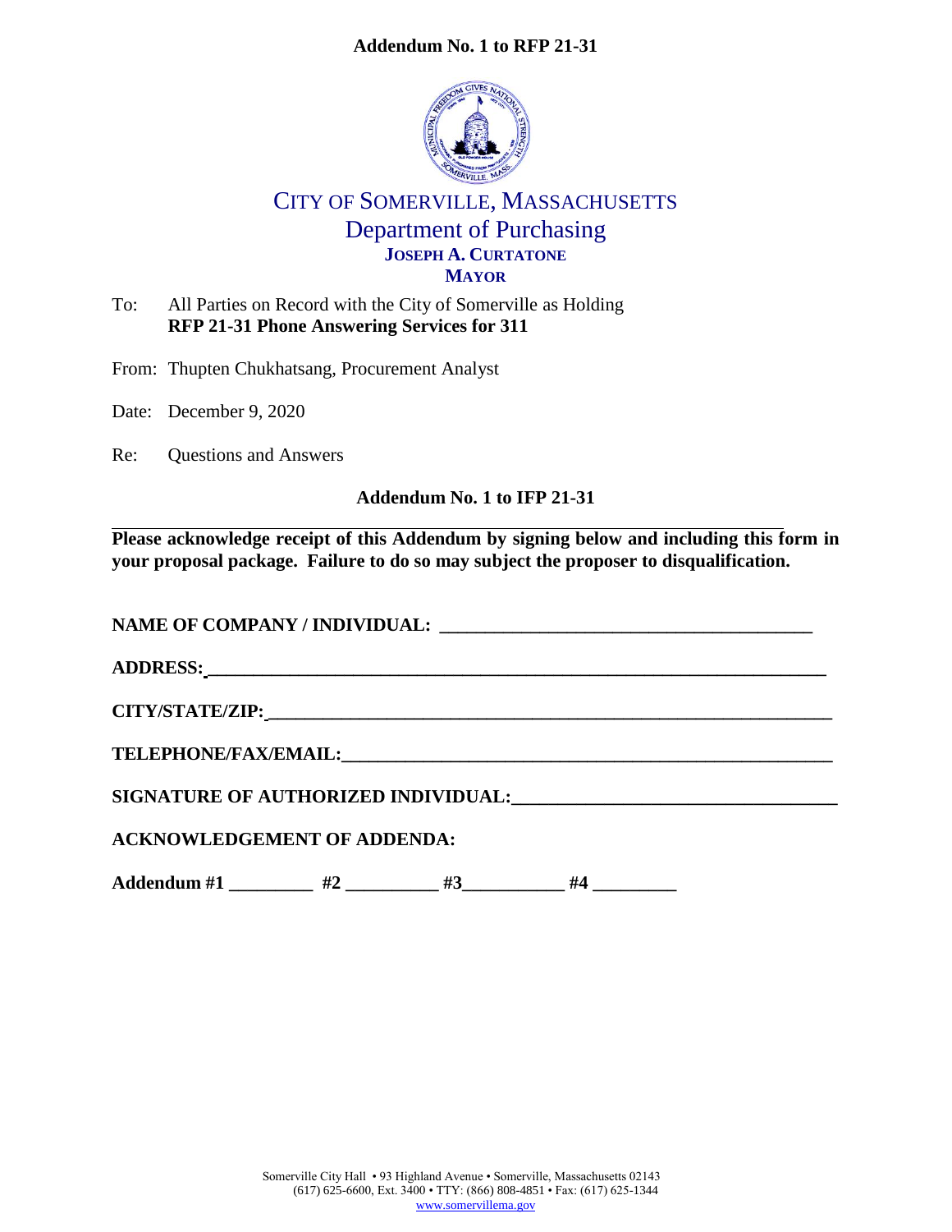**Addendum No. 1 to RFP 21-31**

# CITY OF SOMERVILLE, MASSACHUSETTS

## Department of Purchasing

**JOSEPH A. CURTATONE**
**MAYOR**

To: All Parties on Record with the City of Somerville as Holding
**RFP 21-31 Phone Answering Services for 311**

From: Thupten Chukhatsang, Procurement Analyst

Date: December 9, 2020

Re: Questions and Answers

**Addendum No. 1 to IFP 21-31**

---

**Please acknowledge receipt of this Addendum by signing below and including this form in your proposal package. Failure to do so may subject the proposer to disqualification.**

**NAME OF COMPANY / INDIVIDUAL:** ________________________________________

**ADDRESS:** ________________________________________________________________

**CITY/STATE/ZIP:** __________________________________________________________

**TELEPHONE/FAX/EMAIL:** ____________________________________________________

**SIGNATURE OF AUTHORIZED INDIVIDUAL:** _________________________________

**ACKNOWLEDGEMENT OF ADDENDA:**

**Addendum #1** _________ **#2** __________ **#3** ___________ **#4** _________

Somerville City Hall • 93 Highland Avenue • Somerville, Massachusetts 02143
(617) 625-6600, Ext. 3400 • TTY: (866) 808-4851 • Fax: (617) 625-1344
www.somervillema.gov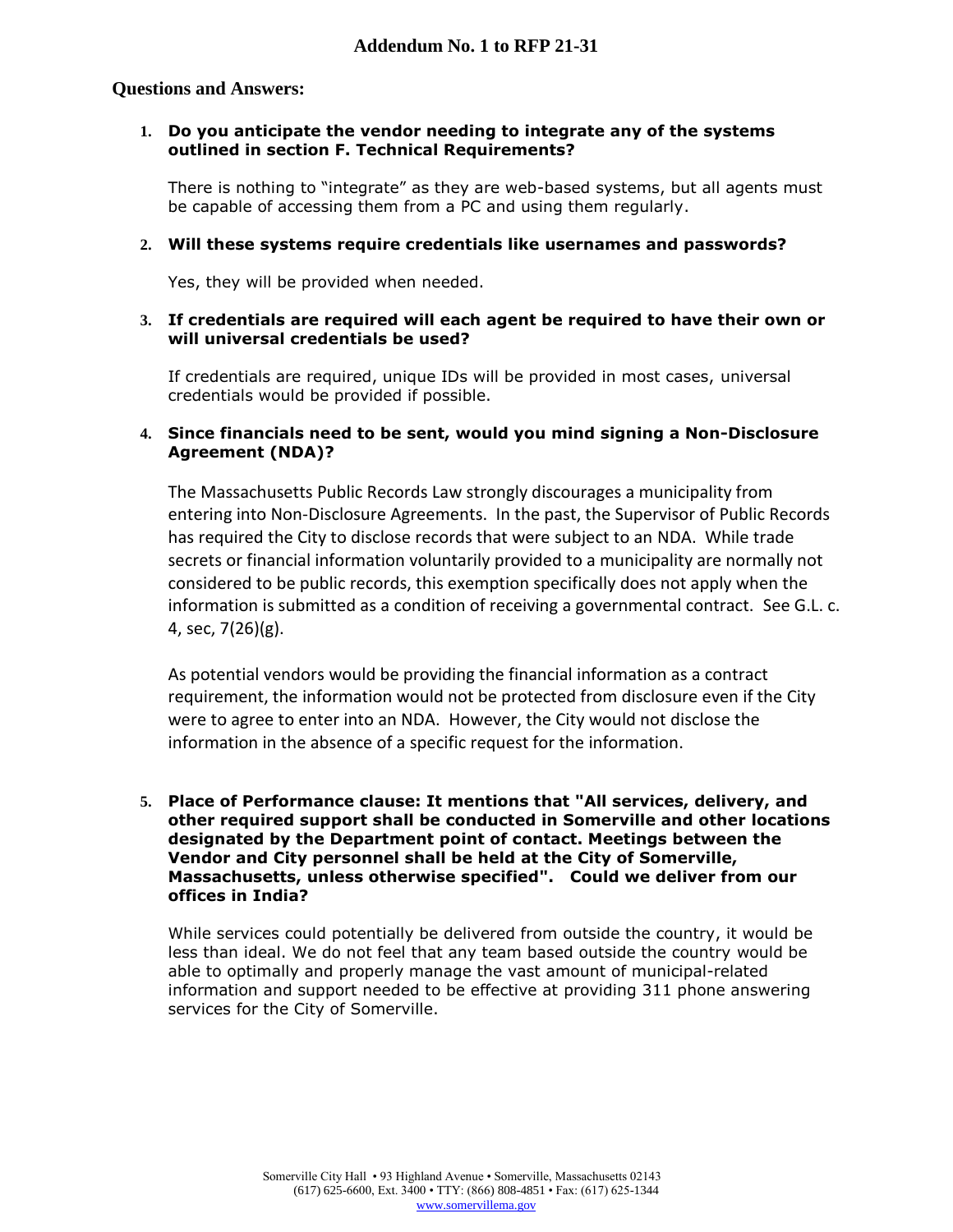# Addendum No. 1 to RFP 21-31

**Questions and Answers:**

1. **Do you anticipate the vendor needing to integrate any of the systems outlined in section F. Technical Requirements?**

   There is nothing to "integrate" as they are web-based systems, but all agents must be capable of accessing them from a PC and using them regularly.

2. **Will these systems require credentials like usernames and passwords?**

   Yes, they will be provided when needed.

3. **If credentials are required will each agent be required to have their own or will universal credentials be used?**

   If credentials are required, unique IDs will be provided in most cases, universal credentials would be provided if possible.

4. **Since financials need to be sent, would you mind signing a Non-Disclosure Agreement (NDA)?**

   The Massachusetts Public Records Law strongly discourages a municipality from entering into Non-Disclosure Agreements. In the past, the Supervisor of Public Records has required the City to disclose records that were subject to an NDA. While trade secrets or financial information voluntarily provided to a municipality are normally not considered to be public records, this exemption specifically does not apply when the information is submitted as a condition of receiving a governmental contract. See G.L. c. 4, sec, 7(26)(g).

   As potential vendors would be providing the financial information as a contract requirement, the information would not be protected from disclosure even if the City were to agree to enter into an NDA. However, the City would not disclose the information in the absence of a specific request for the information.

5. **Place of Performance clause: It mentions that "All services, delivery, and other required support shall be conducted in Somerville and other locations designated by the Department point of contact. Meetings between the Vendor and City personnel shall be held at the City of Somerville, Massachusetts, unless otherwise specified". Could we deliver from our offices in India?**

   While services could potentially be delivered from outside the country, it would be less than ideal. We do not feel that any team based outside the country would be able to optimally and properly manage the vast amount of municipal-related information and support needed to be effective at providing 311 phone answering services for the City of Somerville.